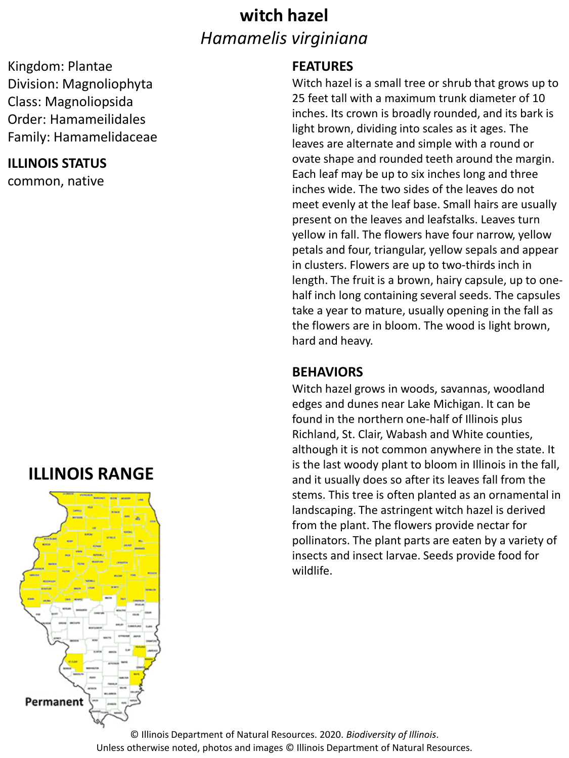# witch hazel

## *Hamamelis virginiana*

Kingdom: Plantae
Division: Magnoliophyta
Class: Magnoliopsida
Order: Hamameilidales
Family: Hamamelidaceae

**ILLINOIS STATUS**

common, native

**FEATURES**

Witch hazel is a small tree or shrub that grows up to 25 feet tall with a maximum trunk diameter of 10 inches. Its crown is broadly rounded, and its bark is light brown, dividing into scales as it ages. The leaves are alternate and simple with a round or ovate shape and rounded teeth around the margin. Each leaf may be up to six inches long and three inches wide. The two sides of the leaves do not meet evenly at the leaf base. Small hairs are usually present on the leaves and leafstalks. Leaves turn yellow in fall. The flowers have four narrow, yellow petals and four, triangular, yellow sepals and appear in clusters. Flowers are up to two-thirds inch in length. The fruit is a brown, hairy capsule, up to one-half inch long containing several seeds. The capsules take a year to mature, usually opening in the fall as the flowers are in bloom. The wood is light brown, hard and heavy.

**BEHAVIORS**

Witch hazel grows in woods, savannas, woodland edges and dunes near Lake Michigan. It can be found in the northern one-half of Illinois plus Richland, St. Clair, Wabash and White counties, although it is not common anywhere in the state. It is the last woody plant to bloom in Illinois in the fall, and it usually does so after its leaves fall from the stems. This tree is often planted as an ornamental in landscaping. The astringent witch hazel is derived from the plant. The flowers provide nectar for pollinators. The plant parts are eaten by a variety of insects and insect larvae. Seeds provide food for wildlife.

**ILLINOIS RANGE**

Permanent

© Illinois Department of Natural Resources. 2020. *Biodiversity of Illinois*.
Unless otherwise noted, photos and images © Illinois Department of Natural Resources.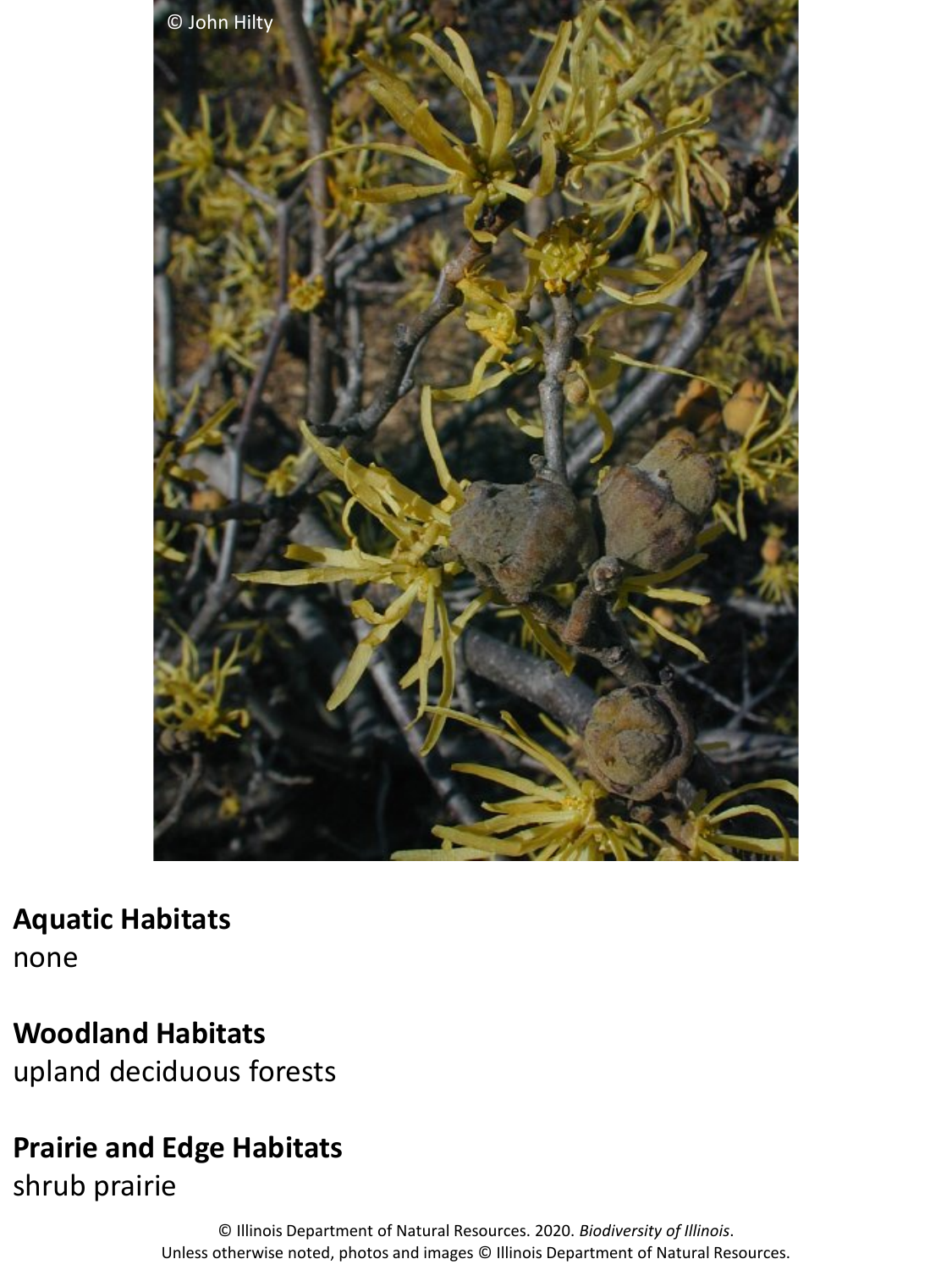**Aquatic Habitats**
none

**Woodland Habitats**
upland deciduous forests

**Prairie and Edge Habitats**
shrub prairie

© Illinois Department of Natural Resources. 2020. *Biodiversity of Illinois*.
Unless otherwise noted, photos and images © Illinois Department of Natural Resources.